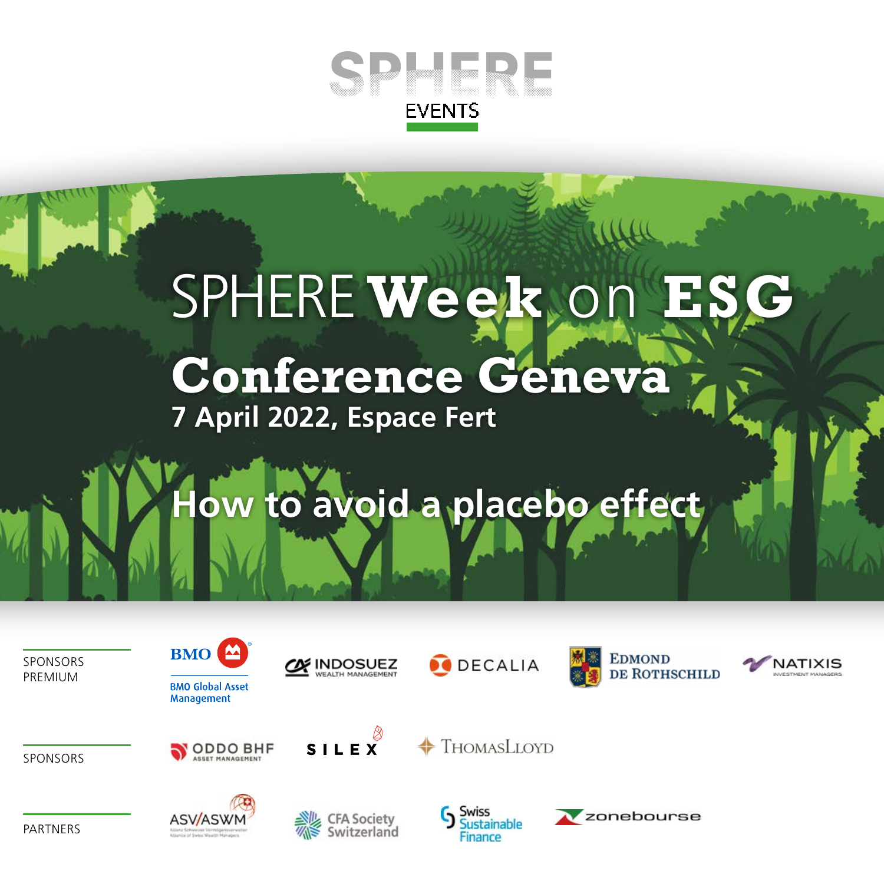SPHERE EVENTS

# SPHERE **Week** on **ESG**

## Conference Geneva

**7 April 2022, Espace Fert**

## How to avoid a placebo effect

SPONSORS PREMIUM

BMO Global Asset Management
INDOSUEZ WEALTH MANAGEMENT
DECALIA
EDMOND DE ROTHSCHILD
NATIXIS INVESTMENT MANAGERS

SPONSORS

ODDO BHF ASSET MANAGEMENT
SILEX
THOMASLLOYD

PARTNERS

ASV/ASWM
CFA Society Switzerland
Swiss Sustainable Finance
zonebourse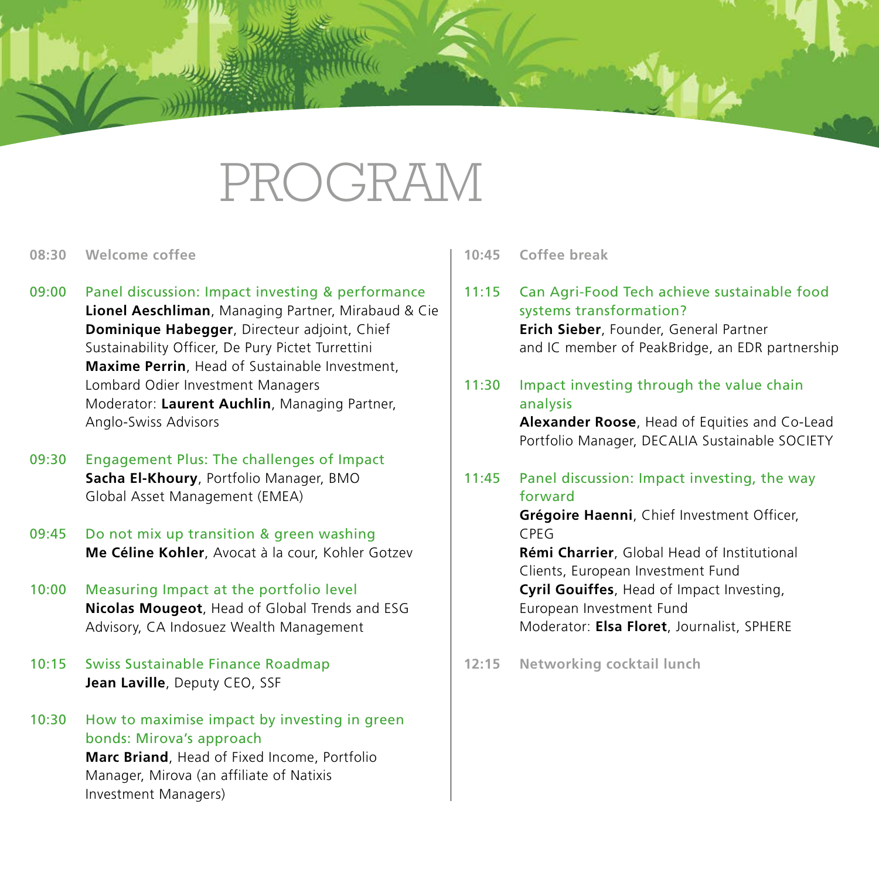# PROGRAM

**08:30 Welcome coffee**

**09:00 Panel discussion: Impact investing & performance**
**Lionel Aeschliman**, Managing Partner, Mirabaud & Cie
**Dominique Habegger**, Directeur adjoint, Chief Sustainability Officer, De Pury Pictet Turrettini
**Maxime Perrin**, Head of Sustainable Investment, Lombard Odier Investment Managers
Moderator: **Laurent Auchlin**, Managing Partner, Anglo-Swiss Advisors

**09:30 Engagement Plus: The challenges of Impact**
**Sacha El-Khoury**, Portfolio Manager, BMO Global Asset Management (EMEA)

**09:45 Do not mix up transition & green washing**
**Me Céline Kohler**, Avocat à la cour, Kohler Gotzev

**10:00 Measuring Impact at the portfolio level**
**Nicolas Mougeot**, Head of Global Trends and ESG Advisory, CA Indosuez Wealth Management

**10:15 Swiss Sustainable Finance Roadmap**
**Jean Laville**, Deputy CEO, SSF

**10:30 How to maximise impact by investing in green bonds: Mirova's approach**
**Marc Briand**, Head of Fixed Income, Portfolio Manager, Mirova (an affiliate of Natixis Investment Managers)

**10:45 Coffee break**

**11:15 Can Agri-Food Tech achieve sustainable food systems transformation?**
**Erich Sieber**, Founder, General Partner and IC member of PeakBridge, an EDR partnership

**11:30 Impact investing through the value chain analysis**
**Alexander Roose**, Head of Equities and Co-Lead Portfolio Manager, DECALIA Sustainable SOCIETY

**11:45 Panel discussion: Impact investing, the way forward**
**Grégoire Haenni**, Chief Investment Officer, CPEG
**Rémi Charrier**, Global Head of Institutional Clients, European Investment Fund
**Cyril Gouiffes**, Head of Impact Investing, European Investment Fund
Moderator: **Elsa Floret**, Journalist, SPHERE

**12:15 Networking cocktail lunch**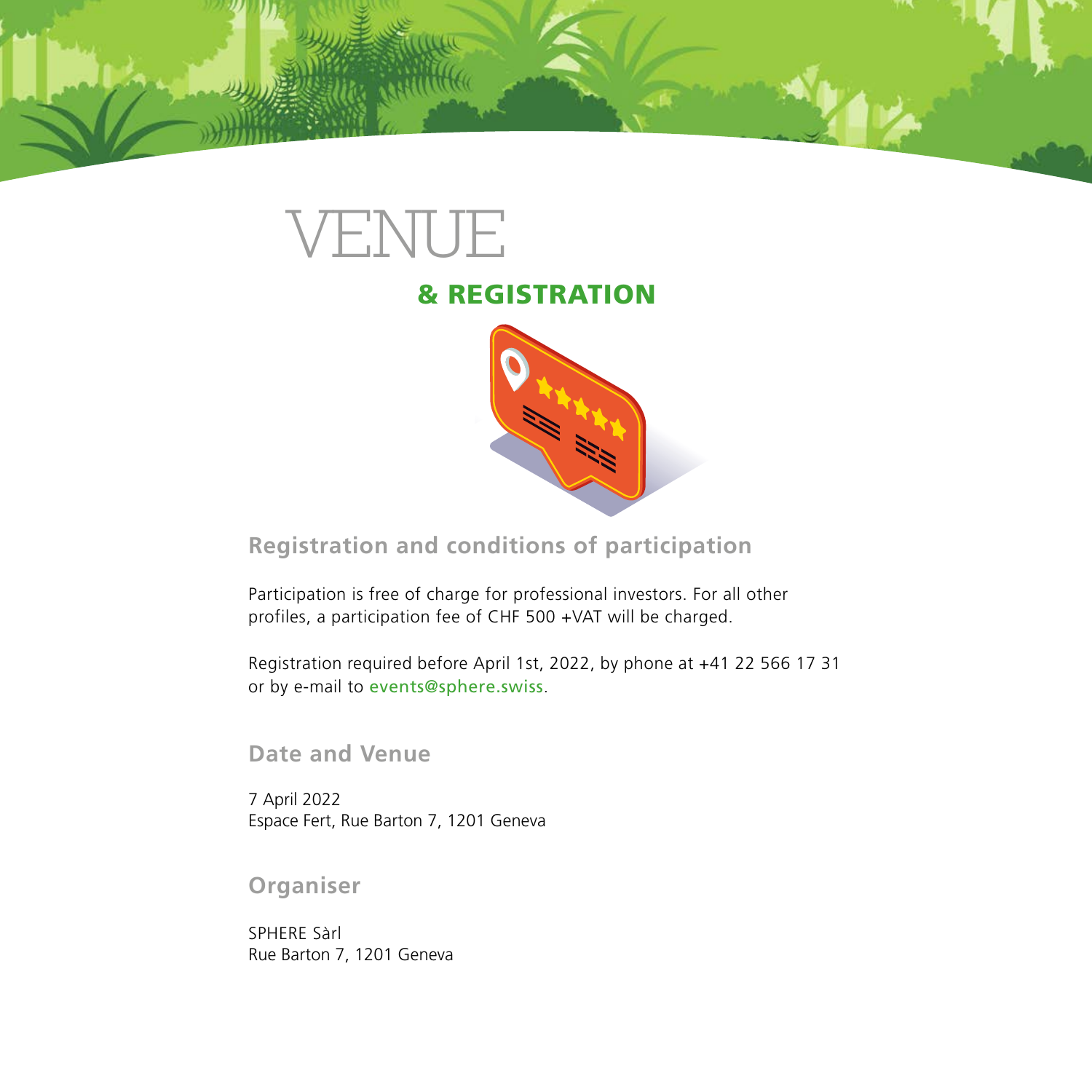# VENUE

## & REGISTRATION

### Registration and conditions of participation

Participation is free of charge for professional investors. For all other profiles, a participation fee of CHF 500 +VAT will be charged.

Registration required before April 1st, 2022, by phone at +41 22 566 17 31 or by e-mail to events@sphere.swiss.

### Date and Venue

7 April 2022
Espace Fert, Rue Barton 7, 1201 Geneva

### Organiser

SPHERE Sàrl
Rue Barton 7, 1201 Geneva